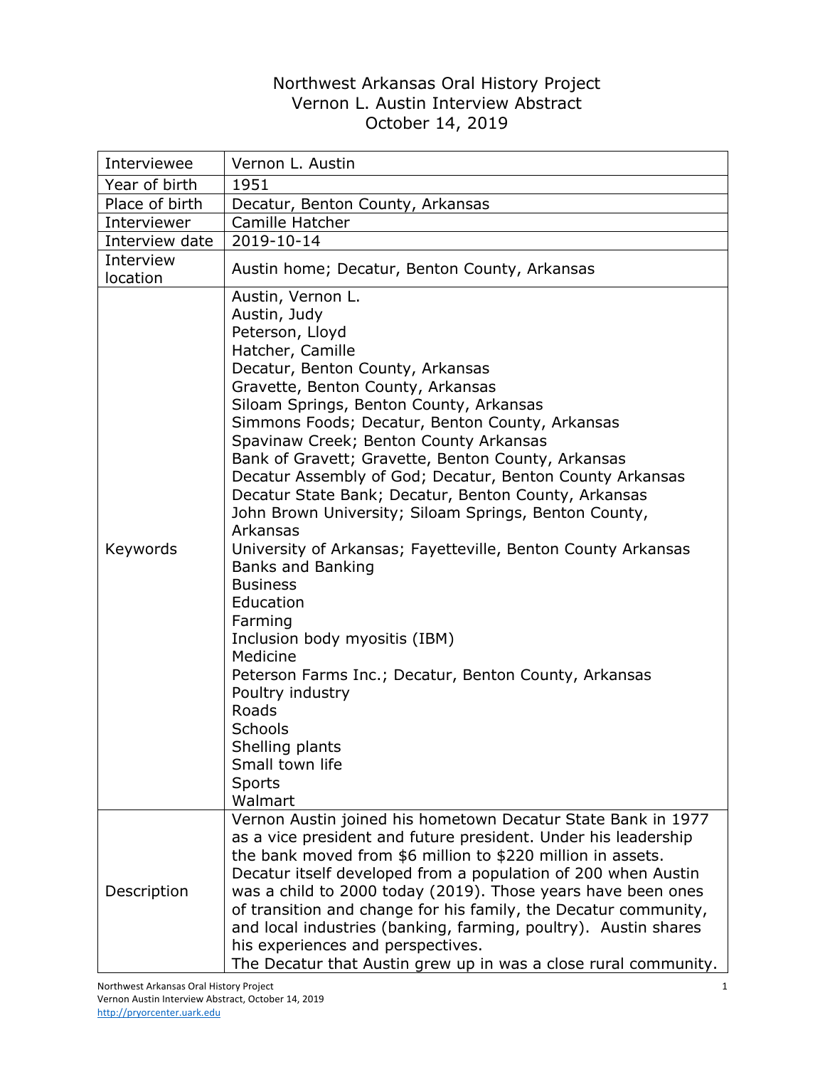# Northwest Arkansas Oral History Project
# Vernon L. Austin Interview Abstract
# October 14, 2019

| | |
|---|---|
| Interviewee | Vernon L. Austin |
| Year of birth | 1951 |
| Place of birth | Decatur, Benton County, Arkansas |
| Interviewer | Camille Hatcher |
| Interview date | 2019-10-14 |
| Interview location | Austin home; Decatur, Benton County, Arkansas |
| Keywords | Austin, Vernon L.<br>Austin, Judy<br>Peterson, Lloyd<br>Hatcher, Camille<br>Decatur, Benton County, Arkansas<br>Gravette, Benton County, Arkansas<br>Siloam Springs, Benton County, Arkansas<br>Simmons Foods; Decatur, Benton County, Arkansas<br>Spavinaw Creek; Benton County Arkansas<br>Bank of Gravett; Gravette, Benton County, Arkansas<br>Decatur Assembly of God; Decatur, Benton County Arkansas<br>Decatur State Bank; Decatur, Benton County, Arkansas<br>John Brown University; Siloam Springs, Benton County, Arkansas<br>University of Arkansas; Fayetteville, Benton County Arkansas<br>Banks and Banking<br>Business<br>Education<br>Farming<br>Inclusion body myositis (IBM)<br>Medicine<br>Peterson Farms Inc.; Decatur, Benton County, Arkansas<br>Poultry industry<br>Roads<br>Schools<br>Shelling plants<br>Small town life<br>Sports<br>Walmart |
| Description | Vernon Austin joined his hometown Decatur State Bank in 1977 as a vice president and future president. Under his leadership the bank moved from $6 million to $220 million in assets. Decatur itself developed from a population of 200 when Austin was a child to 2000 today (2019). Those years have been ones of transition and change for his family, the Decatur community, and local industries (banking, farming, poultry). Austin shares his experiences and perspectives.<br>The Decatur that Austin grew up in was a close rural community. |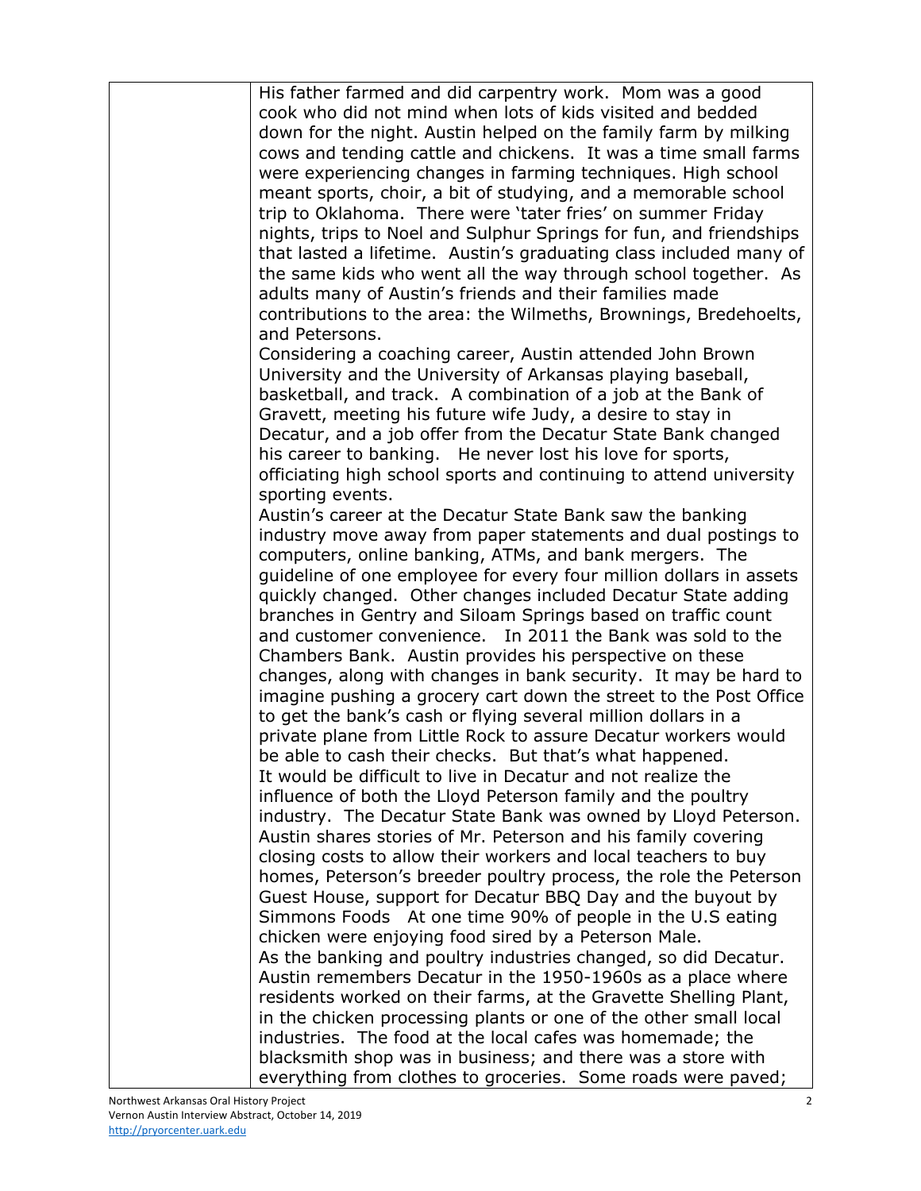His father farmed and did carpentry work. Mom was a good cook who did not mind when lots of kids visited and bedded down for the night. Austin helped on the family farm by milking cows and tending cattle and chickens. It was a time small farms were experiencing changes in farming techniques. High school meant sports, choir, a bit of studying, and a memorable school trip to Oklahoma. There were 'tater fries' on summer Friday nights, trips to Noel and Sulphur Springs for fun, and friendships that lasted a lifetime. Austin's graduating class included many of the same kids who went all the way through school together. As adults many of Austin's friends and their families made contributions to the area: the Wilmeths, Brownings, Bredehoelts, and Petersons.

Considering a coaching career, Austin attended John Brown University and the University of Arkansas playing baseball, basketball, and track. A combination of a job at the Bank of Gravett, meeting his future wife Judy, a desire to stay in Decatur, and a job offer from the Decatur State Bank changed his career to banking. He never lost his love for sports, officiating high school sports and continuing to attend university sporting events.

Austin's career at the Decatur State Bank saw the banking industry move away from paper statements and dual postings to computers, online banking, ATMs, and bank mergers. The guideline of one employee for every four million dollars in assets quickly changed. Other changes included Decatur State adding branches in Gentry and Siloam Springs based on traffic count and customer convenience. In 2011 the Bank was sold to the Chambers Bank. Austin provides his perspective on these changes, along with changes in bank security. It may be hard to imagine pushing a grocery cart down the street to the Post Office to get the bank's cash or flying several million dollars in a private plane from Little Rock to assure Decatur workers would be able to cash their checks. But that's what happened.

It would be difficult to live in Decatur and not realize the influence of both the Lloyd Peterson family and the poultry industry. The Decatur State Bank was owned by Lloyd Peterson. Austin shares stories of Mr. Peterson and his family covering closing costs to allow their workers and local teachers to buy homes, Peterson's breeder poultry process, the role the Peterson Guest House, support for Decatur BBQ Day and the buyout by Simmons Foods At one time 90% of people in the U.S eating chicken were enjoying food sired by a Peterson Male.

As the banking and poultry industries changed, so did Decatur. Austin remembers Decatur in the 1950-1960s as a place where residents worked on their farms, at the Gravette Shelling Plant, in the chicken processing plants or one of the other small local industries. The food at the local cafes was homemade; the blacksmith shop was in business; and there was a store with everything from clothes to groceries. Some roads were paved;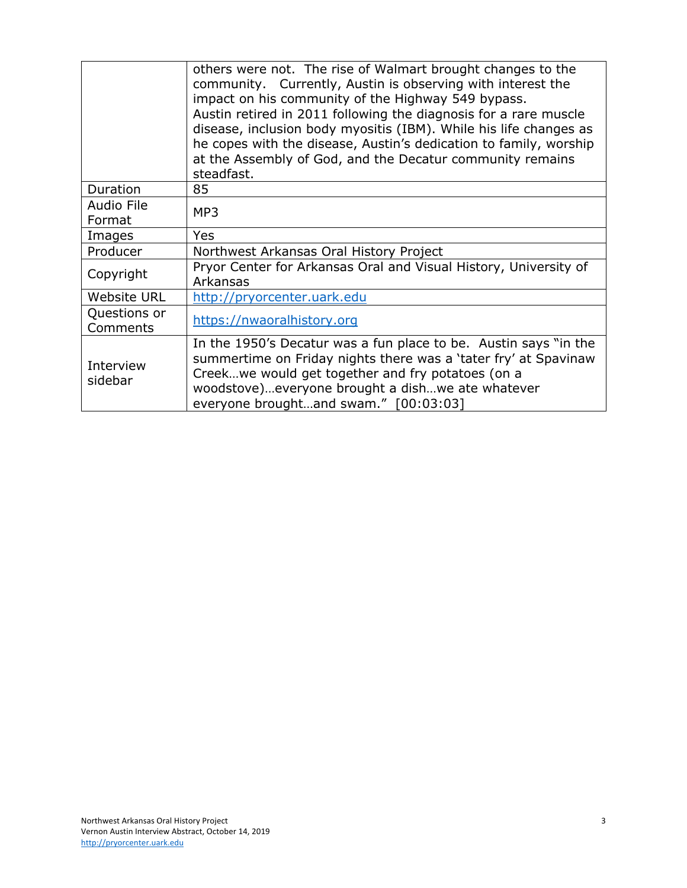| | |
|---|---|
| | others were not. The rise of Walmart brought changes to the community. Currently, Austin is observing with interest the impact on his community of the Highway 549 bypass. Austin retired in 2011 following the diagnosis for a rare muscle disease, inclusion body myositis (IBM). While his life changes as he copes with the disease, Austin's dedication to family, worship at the Assembly of God, and the Decatur community remains steadfast. |
| Duration | 85 |
| Audio File Format | MP3 |
| Images | Yes |
| Producer | Northwest Arkansas Oral History Project |
| Copyright | Pryor Center for Arkansas Oral and Visual History, University of Arkansas |
| Website URL | [http://pryorcenter.uark.edu](http://pryorcenter.uark.edu) |
| Questions or Comments | [https://nwaoralhistory.org](https://nwaoralhistory.org) |
| Interview sidebar | In the 1950's Decatur was a fun place to be. Austin says "in the summertime on Friday nights there was a 'tater fry' at Spavinaw Creek…we would get together and fry potatoes (on a woodstove)…everyone brought a dish…we ate whatever everyone brought…and swam." [00:03:03] |